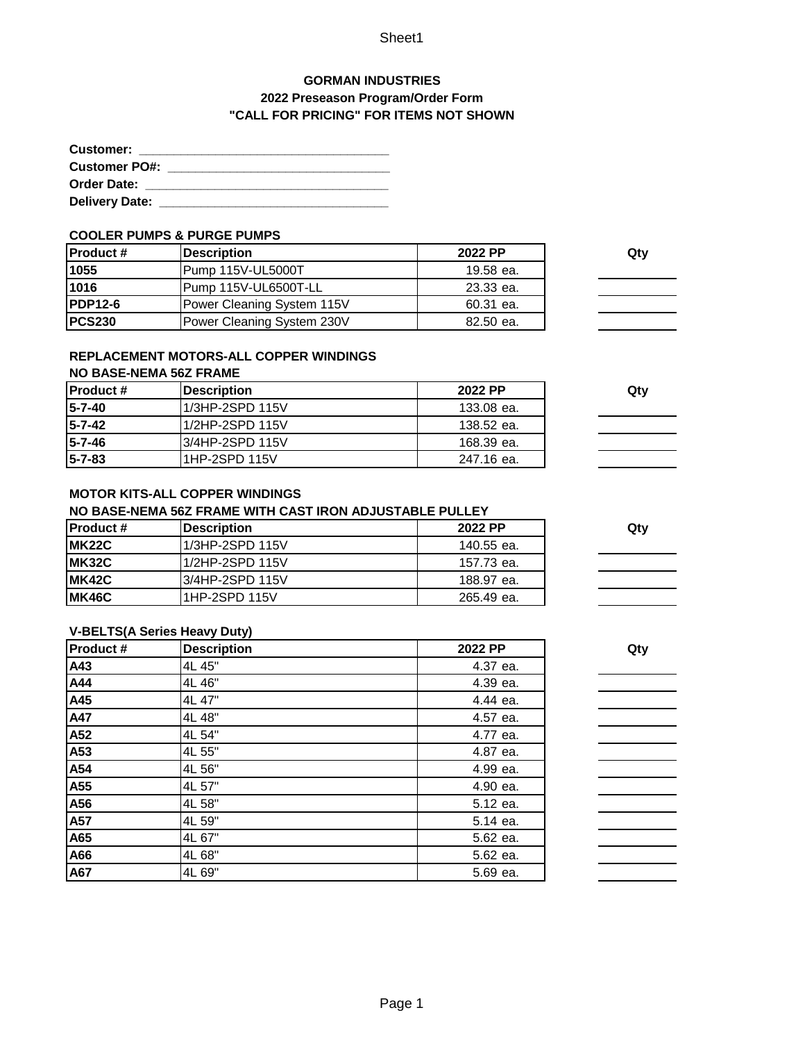# GORMAN INDUSTRIES
## 2022 Preseason Program/Order Form
### "CALL FOR PRICING" FOR ITEMS NOT SHOWN

**Customer:** ___________________________________
**Customer PO#:** ______________________________
**Order Date:** __________________________________
**Delivery Date:** ________________________________

**COOLER PUMPS & PURGE PUMPS**

| Product # | Description | 2022 PP | Qty |
|---|---|---|---|
| 1055 | Pump 115V-UL5000T | 19.58 ea. | |
| 1016 | Pump 115V-UL6500T-LL | 23.33 ea. | |
| PDP12-6 | Power Cleaning System 115V | 60.31 ea. | |
| PCS230 | Power Cleaning System 230V | 82.50 ea. | |

**REPLACEMENT MOTORS-ALL COPPER WINDINGS**
**NO BASE-NEMA 56Z FRAME**

| Product # | Description | 2022 PP | Qty |
|---|---|---|---|
| 5-7-40 | 1/3HP-2SPD 115V | 133.08 ea. | |
| 5-7-42 | 1/2HP-2SPD 115V | 138.52 ea. | |
| 5-7-46 | 3/4HP-2SPD 115V | 168.39 ea. | |
| 5-7-83 | 1HP-2SPD 115V | 247.16 ea. | |

**MOTOR KITS-ALL COPPER WINDINGS**
**NO BASE-NEMA 56Z FRAME WITH CAST IRON ADJUSTABLE PULLEY**

| Product # | Description | 2022 PP | Qty |
|---|---|---|---|
| MK22C | 1/3HP-2SPD 115V | 140.55 ea. | |
| MK32C | 1/2HP-2SPD 115V | 157.73 ea. | |
| MK42C | 3/4HP-2SPD 115V | 188.97 ea. | |
| MK46C | 1HP-2SPD 115V | 265.49 ea. | |

**V-BELTS(A Series Heavy Duty)**

| Product # | Description | 2022 PP | Qty |
|---|---|---|---|
| A43 | 4L 45" | 4.37 ea. | |
| A44 | 4L 46" | 4.39 ea. | |
| A45 | 4L 47" | 4.44 ea. | |
| A47 | 4L 48" | 4.57 ea. | |
| A52 | 4L 54" | 4.77 ea. | |
| A53 | 4L 55" | 4.87 ea. | |
| A54 | 4L 56" | 4.99 ea. | |
| A55 | 4L 57" | 4.90 ea. | |
| A56 | 4L 58" | 5.12 ea. | |
| A57 | 4L 59" | 5.14 ea. | |
| A65 | 4L 67" | 5.62 ea. | |
| A66 | 4L 68" | 5.62 ea. | |
| A67 | 4L 69" | 5.69 ea. | |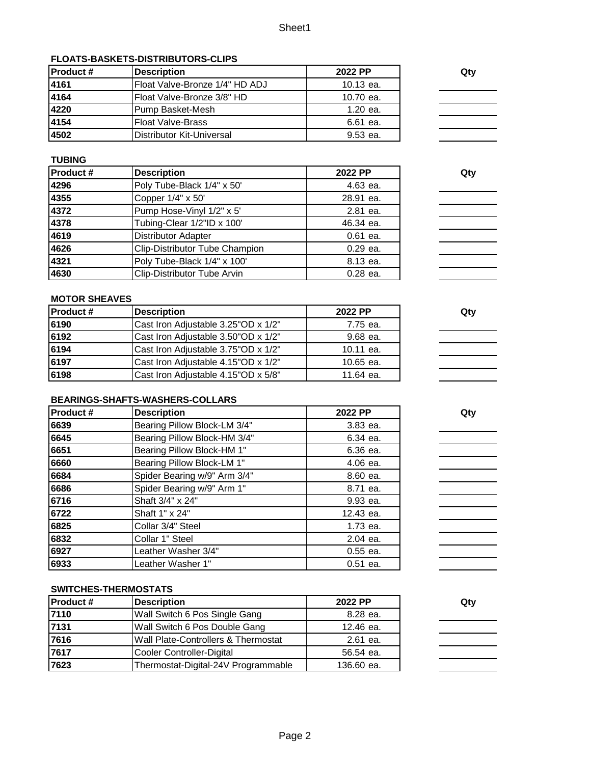### FLOATS-BASKETS-DISTRIBUTORS-CLIPS

| Product # | Description | 2022 PP | Qty |
|---|---|---|---|
| 4161 | Float Valve-Bronze 1/4" HD ADJ | 10.13 ea. | |
| 4164 | Float Valve-Bronze 3/8" HD | 10.70 ea. | |
| 4220 | Pump Basket-Mesh | 1.20 ea. | |
| 4154 | Float Valve-Brass | 6.61 ea. | |
| 4502 | Distributor Kit-Universal | 9.53 ea. | |

### TUBING

| Product # | Description | 2022 PP | Qty |
|---|---|---|---|
| 4296 | Poly Tube-Black 1/4" x 50' | 4.63 ea. | |
| 4355 | Copper 1/4" x 50' | 28.91 ea. | |
| 4372 | Pump Hose-Vinyl 1/2" x 5' | 2.81 ea. | |
| 4378 | Tubing-Clear 1/2"ID x 100' | 46.34 ea. | |
| 4619 | Distributor Adapter | 0.61 ea. | |
| 4626 | Clip-Distributor Tube Champion | 0.29 ea. | |
| 4321 | Poly Tube-Black 1/4" x 100' | 8.13 ea. | |
| 4630 | Clip-Distributor Tube Arvin | 0.28 ea. | |

### MOTOR SHEAVES

| Product # | Description | 2022 PP | Qty |
|---|---|---|---|
| 6190 | Cast Iron Adjustable 3.25"OD x 1/2" | 7.75 ea. | |
| 6192 | Cast Iron Adjustable 3.50"OD x 1/2" | 9.68 ea. | |
| 6194 | Cast Iron Adjustable 3.75"OD x 1/2" | 10.11 ea. | |
| 6197 | Cast Iron Adjustable 4.15"OD x 1/2" | 10.65 ea. | |
| 6198 | Cast Iron Adjustable 4.15"OD x 5/8" | 11.64 ea. | |

### BEARINGS-SHAFTS-WASHERS-COLLARS

| Product # | Description | 2022 PP | Qty |
|---|---|---|---|
| 6639 | Bearing Pillow Block-LM 3/4" | 3.83 ea. | |
| 6645 | Bearing Pillow Block-HM 3/4" | 6.34 ea. | |
| 6651 | Bearing Pillow Block-HM 1" | 6.36 ea. | |
| 6660 | Bearing Pillow Block-LM 1" | 4.06 ea. | |
| 6684 | Spider Bearing w/9" Arm 3/4" | 8.60 ea. | |
| 6686 | Spider Bearing w/9" Arm 1" | 8.71 ea. | |
| 6716 | Shaft 3/4" x 24" | 9.93 ea. | |
| 6722 | Shaft 1" x 24" | 12.43 ea. | |
| 6825 | Collar 3/4" Steel | 1.73 ea. | |
| 6832 | Collar 1" Steel | 2.04 ea. | |
| 6927 | Leather Washer 3/4" | 0.55 ea. | |
| 6933 | Leather Washer 1" | 0.51 ea. | |

### SWITCHES-THERMOSTATS

| Product # | Description | 2022 PP | Qty |
|---|---|---|---|
| 7110 | Wall Switch 6 Pos Single Gang | 8.28 ea. | |
| 7131 | Wall Switch 6 Pos Double Gang | 12.46 ea. | |
| 7616 | Wall Plate-Controllers & Thermostat | 2.61 ea. | |
| 7617 | Cooler Controller-Digital | 56.54 ea. | |
| 7623 | Thermostat-Digital-24V Programmable | 136.60 ea. | |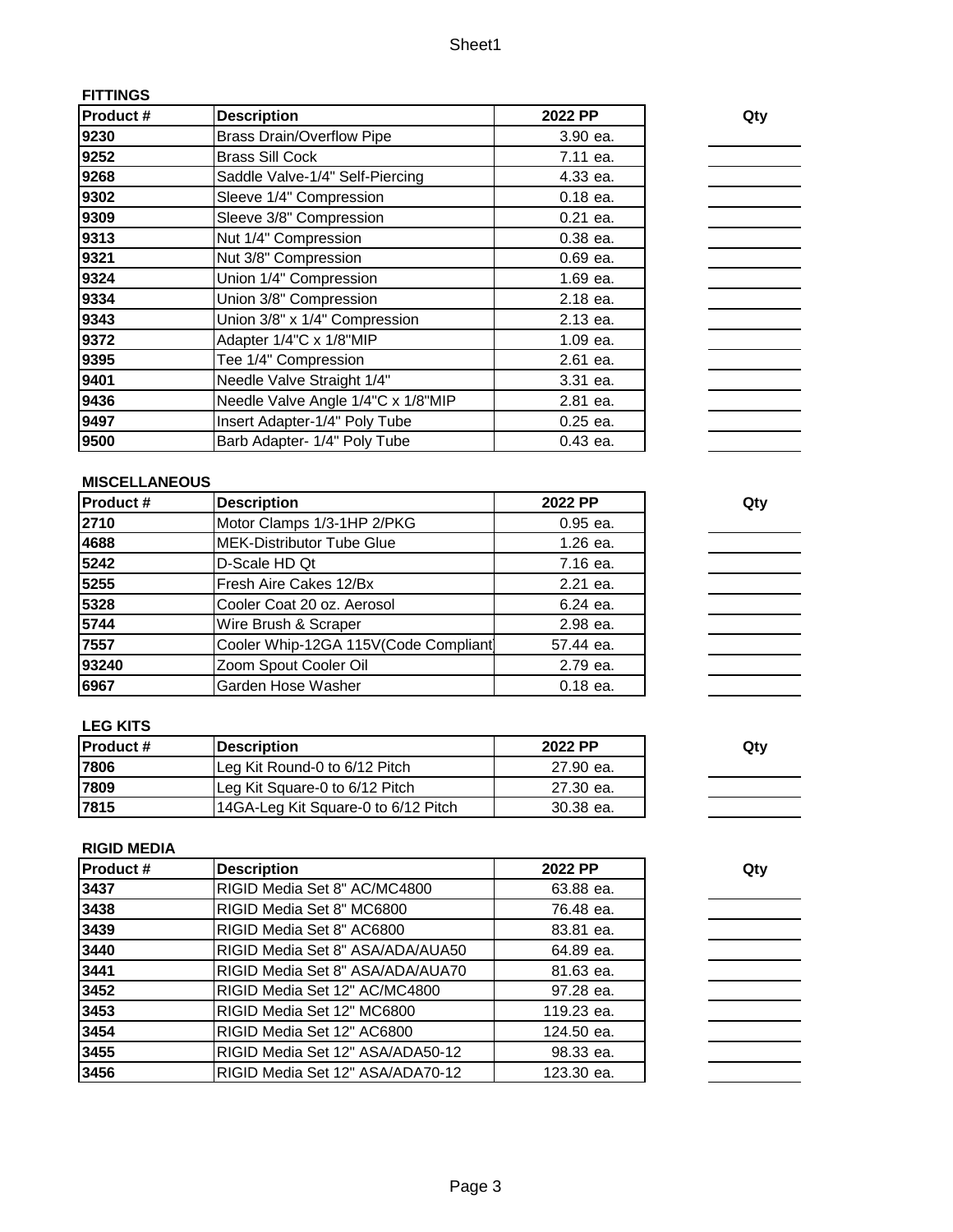### FITTINGS

| Product # | Description | 2022 PP | Qty |
|---|---|---|---|
| 9230 | Brass Drain/Overflow Pipe | 3.90 ea. | |
| 9252 | Brass Sill Cock | 7.11 ea. | |
| 9268 | Saddle Valve-1/4" Self-Piercing | 4.33 ea. | |
| 9302 | Sleeve 1/4" Compression | 0.18 ea. | |
| 9309 | Sleeve 3/8" Compression | 0.21 ea. | |
| 9313 | Nut 1/4" Compression | 0.38 ea. | |
| 9321 | Nut 3/8" Compression | 0.69 ea. | |
| 9324 | Union 1/4" Compression | 1.69 ea. | |
| 9334 | Union 3/8" Compression | 2.18 ea. | |
| 9343 | Union 3/8" x 1/4" Compression | 2.13 ea. | |
| 9372 | Adapter 1/4"C x 1/8"MIP | 1.09 ea. | |
| 9395 | Tee 1/4" Compression | 2.61 ea. | |
| 9401 | Needle Valve Straight 1/4" | 3.31 ea. | |
| 9436 | Needle Valve Angle 1/4"C x 1/8"MIP | 2.81 ea. | |
| 9497 | Insert Adapter-1/4" Poly Tube | 0.25 ea. | |
| 9500 | Barb Adapter- 1/4" Poly Tube | 0.43 ea. | |

### MISCELLANEOUS

| Product # | Description | 2022 PP | Qty |
|---|---|---|---|
| 2710 | Motor Clamps 1/3-1HP 2/PKG | 0.95 ea. | |
| 4688 | MEK-Distributor Tube Glue | 1.26 ea. | |
| 5242 | D-Scale HD Qt | 7.16 ea. | |
| 5255 | Fresh Aire Cakes 12/Bx | 2.21 ea. | |
| 5328 | Cooler Coat 20 oz. Aerosol | 6.24 ea. | |
| 5744 | Wire Brush & Scraper | 2.98 ea. | |
| 7557 | Cooler Whip-12GA 115V(Code Compliant | 57.44 ea. | |
| 93240 | Zoom Spout Cooler Oil | 2.79 ea. | |
| 6967 | Garden Hose Washer | 0.18 ea. | |

### LEG KITS

| Product # | Description | 2022 PP | Qty |
|---|---|---|---|
| 7806 | Leg Kit Round-0 to 6/12 Pitch | 27.90 ea. | |
| 7809 | Leg Kit Square-0 to 6/12 Pitch | 27.30 ea. | |
| 7815 | 14GA-Leg Kit Square-0 to 6/12 Pitch | 30.38 ea. | |

### RIGID MEDIA

| Product # | Description | 2022 PP | Qty |
|---|---|---|---|
| 3437 | RIGID Media Set 8" AC/MC4800 | 63.88 ea. | |
| 3438 | RIGID Media Set 8" MC6800 | 76.48 ea. | |
| 3439 | RIGID Media Set 8" AC6800 | 83.81 ea. | |
| 3440 | RIGID Media Set 8" ASA/ADA/AUA50 | 64.89 ea. | |
| 3441 | RIGID Media Set 8" ASA/ADA/AUA70 | 81.63 ea. | |
| 3452 | RIGID Media Set 12" AC/MC4800 | 97.28 ea. | |
| 3453 | RIGID Media Set 12" MC6800 | 119.23 ea. | |
| 3454 | RIGID Media Set 12" AC6800 | 124.50 ea. | |
| 3455 | RIGID Media Set 12" ASA/ADA50-12 | 98.33 ea. | |
| 3456 | RIGID Media Set 12" ASA/ADA70-12 | 123.30 ea. | |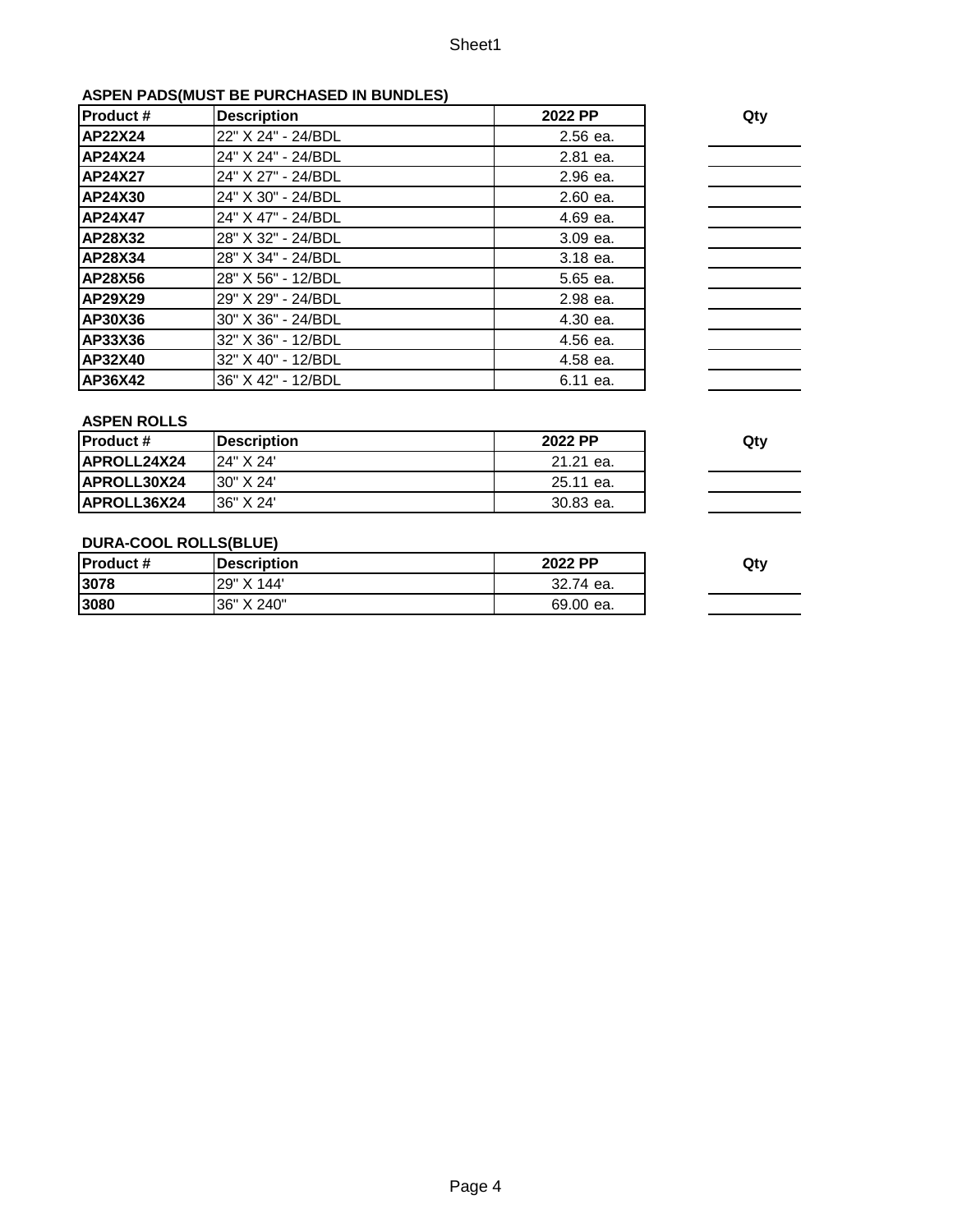**ASPEN PADS(MUST BE PURCHASED IN BUNDLES)**

| Product # | Description | 2022 PP | Qty |
|---|---|---|---|
| AP22X24 | 22" X 24" - 24/BDL | 2.56 ea. | |
| AP24X24 | 24" X 24" - 24/BDL | 2.81 ea. | |
| AP24X27 | 24" X 27" - 24/BDL | 2.96 ea. | |
| AP24X30 | 24" X 30" - 24/BDL | 2.60 ea. | |
| AP24X47 | 24" X 47" - 24/BDL | 4.69 ea. | |
| AP28X32 | 28" X 32" - 24/BDL | 3.09 ea. | |
| AP28X34 | 28" X 34" - 24/BDL | 3.18 ea. | |
| AP28X56 | 28" X 56" - 12/BDL | 5.65 ea. | |
| AP29X29 | 29" X 29" - 24/BDL | 2.98 ea. | |
| AP30X36 | 30" X 36" - 24/BDL | 4.30 ea. | |
| AP33X36 | 32" X 36" - 12/BDL | 4.56 ea. | |
| AP32X40 | 32" X 40" - 12/BDL | 4.58 ea. | |
| AP36X42 | 36" X 42" - 12/BDL | 6.11 ea. | |

**ASPEN ROLLS**

| Product # | Description | 2022 PP | Qty |
|---|---|---|---|
| APROLL24X24 | 24" X 24' | 21.21 ea. | |
| APROLL30X24 | 30" X 24' | 25.11 ea. | |
| APROLL36X24 | 36" X 24' | 30.83 ea. | |

**DURA-COOL ROLLS(BLUE)**

| Product # | Description | 2022 PP | Qty |
|---|---|---|---|
| 3078 | 29" X 144' | 32.74 ea. | |
| 3080 | 36" X 240" | 69.00 ea. | |